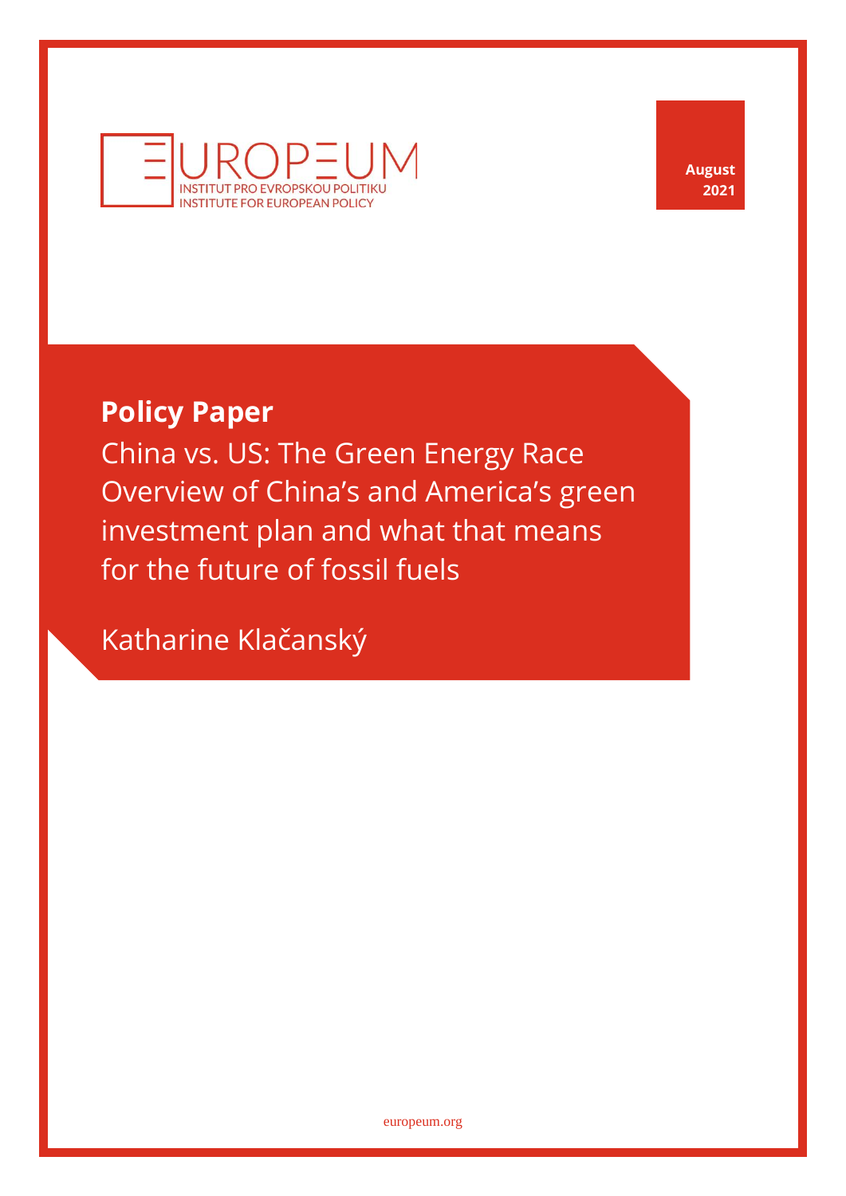EUROPEUM

INSTITUT PRO EVROPSKOU POLITIKU
INSTITUTE FOR EUROPEAN POLICY

August 2021

**Policy Paper**

# China vs. US: The Green Energy Race

Overview of China's and America's green investment plan and what that means for the future of fossil fuels

Katharine Klačanský

europeum.org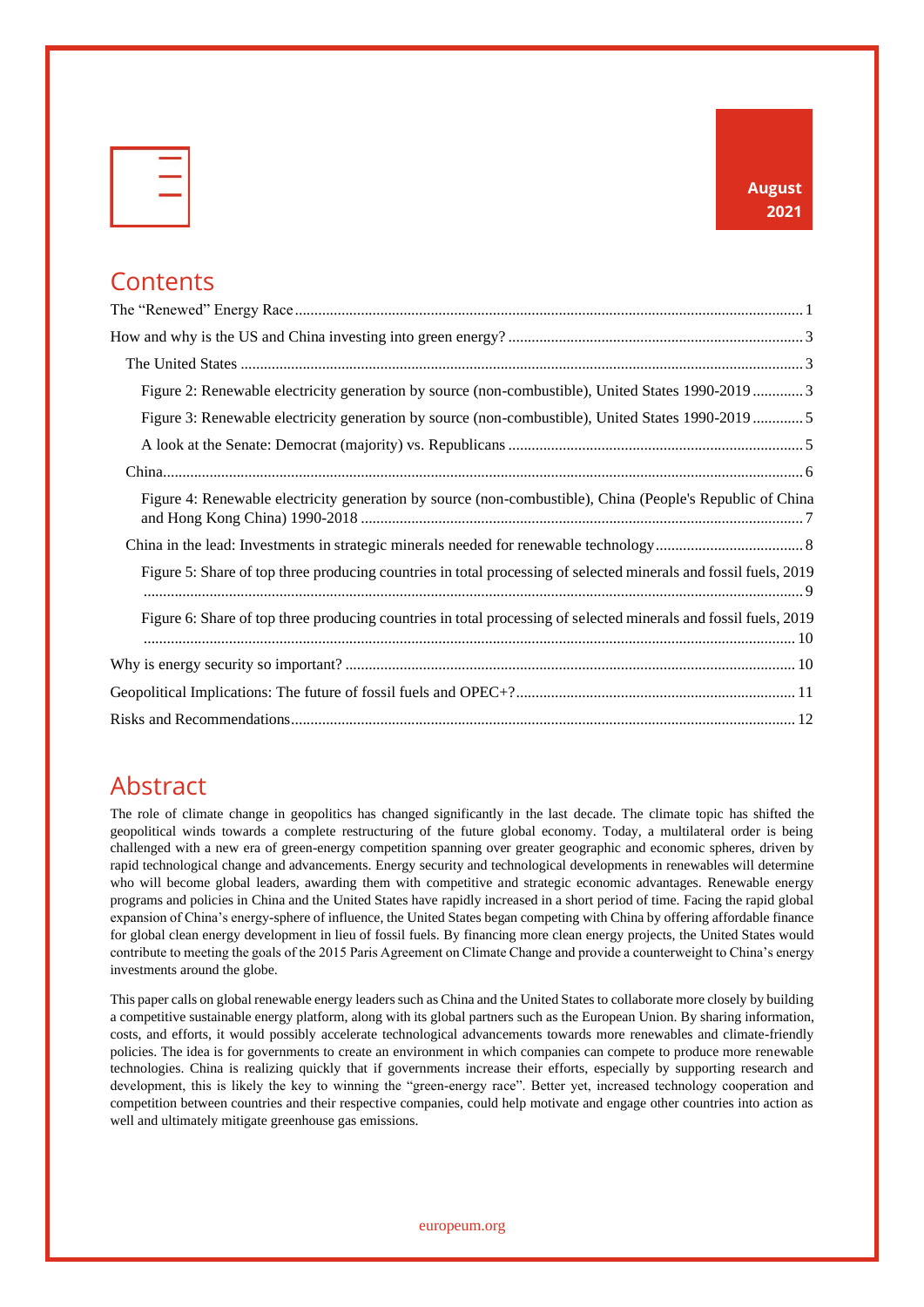August 2021

# Contents

The "Renewed" Energy Race .......... 1

How and why is the US and China investing into green energy? .......... 3

The United States .......... 3

Figure 2: Renewable electricity generation by source (non-combustible), United States 1990-2019 .......... 3

Figure 3: Renewable electricity generation by source (non-combustible), United States 1990-2019 .......... 5

A look at the Senate: Democrat (majority) vs. Republicans .......... 5

China .......... 6

Figure 4: Renewable electricity generation by source (non-combustible), China (People's Republic of China and Hong Kong China) 1990-2018 .......... 7

China in the lead: Investments in strategic minerals needed for renewable technology .......... 8

Figure 5: Share of top three producing countries in total processing of selected minerals and fossil fuels, 2019 .......... 9

Figure 6: Share of top three producing countries in total processing of selected minerals and fossil fuels, 2019 .......... 10

Why is energy security so important? .......... 10

Geopolitical Implications: The future of fossil fuels and OPEC+? .......... 11

Risks and Recommendations .......... 12

# Abstract

The role of climate change in geopolitics has changed significantly in the last decade. The climate topic has shifted the geopolitical winds towards a complete restructuring of the future global economy. Today, a multilateral order is being challenged with a new era of green-energy competition spanning over greater geographic and economic spheres, driven by rapid technological change and advancements. Energy security and technological developments in renewables will determine who will become global leaders, awarding them with competitive and strategic economic advantages. Renewable energy programs and policies in China and the United States have rapidly increased in a short period of time. Facing the rapid global expansion of China's energy-sphere of influence, the United States began competing with China by offering affordable finance for global clean energy development in lieu of fossil fuels. By financing more clean energy projects, the United States would contribute to meeting the goals of the 2015 Paris Agreement on Climate Change and provide a counterweight to China's energy investments around the globe.

This paper calls on global renewable energy leaders such as China and the United States to collaborate more closely by building a competitive sustainable energy platform, along with its global partners such as the European Union. By sharing information, costs, and efforts, it would possibly accelerate technological advancements towards more renewables and climate-friendly policies. The idea is for governments to create an environment in which companies can compete to produce more renewable technologies. China is realizing quickly that if governments increase their efforts, especially by supporting research and development, this is likely the key to winning the "green-energy race". Better yet, increased technology cooperation and competition between countries and their respective companies, could help motivate and engage other countries into action as well and ultimately mitigate greenhouse gas emissions.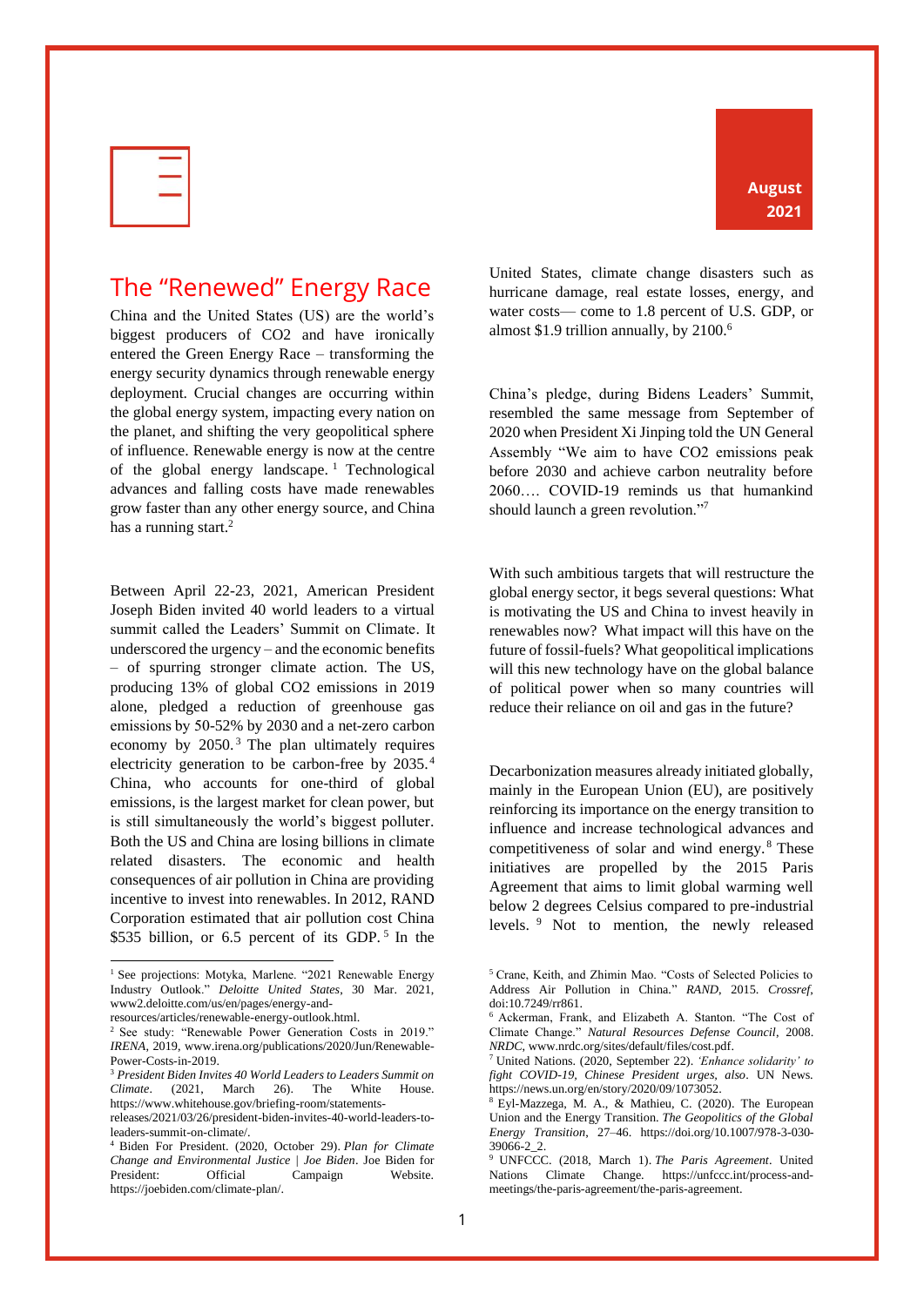# The "Renewed" Energy Race

China and the United States (US) are the world's biggest producers of CO2 and have ironically entered the Green Energy Race – transforming the energy security dynamics through renewable energy deployment. Crucial changes are occurring within the global energy system, impacting every nation on the planet, and shifting the very geopolitical sphere of influence. Renewable energy is now at the centre of the global energy landscape. [1] Technological advances and falling costs have made renewables grow faster than any other energy source, and China has a running start.[2]

Between April 22-23, 2021, American President Joseph Biden invited 40 world leaders to a virtual summit called the Leaders' Summit on Climate. It underscored the urgency – and the economic benefits – of spurring stronger climate action. The US, producing 13% of global CO2 emissions in 2019 alone, pledged a reduction of greenhouse gas emissions by 50-52% by 2030 and a net-zero carbon economy by 2050.[3] The plan ultimately requires electricity generation to be carbon-free by 2035.[4] China, who accounts for one-third of global emissions, is the largest market for clean power, but is still simultaneously the world's biggest polluter. Both the US and China are losing billions in climate related disasters. The economic and health consequences of air pollution in China are providing incentive to invest into renewables. In 2012, RAND Corporation estimated that air pollution cost China $535 billion, or 6.5 percent of its GDP.[5] In the United States, climate change disasters such as hurricane damage, real estate losses, energy, and water costs— come to 1.8 percent of U.S. GDP, or almost $1.9 trillion annually, by 2100.[6]

China's pledge, during Bidens Leaders' Summit, resembled the same message from September of 2020 when President Xi Jinping told the UN General Assembly "We aim to have CO2 emissions peak before 2030 and achieve carbon neutrality before 2060…. COVID-19 reminds us that humankind should launch a green revolution."[7]

With such ambitious targets that will restructure the global energy sector, it begs several questions: What is motivating the US and China to invest heavily in renewables now? What impact will this have on the future of fossil-fuels? What geopolitical implications will this new technology have on the global balance of political power when so many countries will reduce their reliance on oil and gas in the future?

Decarbonization measures already initiated globally, mainly in the European Union (EU), are positively reinforcing its importance on the energy transition to influence and increase technological advances and competitiveness of solar and wind energy.[8] These initiatives are propelled by the 2015 Paris Agreement that aims to limit global warming well below 2 degrees Celsius compared to pre-industrial levels.[9] Not to mention, the newly released

---

[1] See projections: Motyka, Marlene. "2021 Renewable Energy Industry Outlook." *Deloitte United States*, 30 Mar. 2021, www2.deloitte.com/us/en/pages/energy-and-resources/articles/renewable-energy-outlook.html.

[2] See study: "Renewable Power Generation Costs in 2019." *IRENA*, 2019, www.irena.org/publications/2020/Jun/Renewable-Power-Costs-in-2019.

[3] *President Biden Invites 40 World Leaders to Leaders Summit on Climate*. (2021, March 26). The White House. https://www.whitehouse.gov/briefing-room/statements-releases/2021/03/26/president-biden-invites-40-world-leaders-to-leaders-summit-on-climate/.

[4] Biden For President. (2020, October 29). *Plan for Climate Change and Environmental Justice | Joe Biden*. Joe Biden for President: Official Campaign Website. https://joebiden.com/climate-plan/.

[5] Crane, Keith, and Zhimin Mao. "Costs of Selected Policies to Address Air Pollution in China." *RAND*, 2015. *Crossref*, doi:10.7249/rr861.

[6] Ackerman, Frank, and Elizabeth A. Stanton. "The Cost of Climate Change." *Natural Resources Defense Council*, 2008. *NRDC*, www.nrdc.org/sites/default/files/cost.pdf.

[7] United Nations. (2020, September 22). *'Enhance solidarity' to fight COVID-19, Chinese President urges, also*. UN News. https://news.un.org/en/story/2020/09/1073052.

[8] Eyl-Mazzega, M. A., & Mathieu, C. (2020). The European Union and the Energy Transition. *The Geopolitics of the Global Energy Transition*, 27–46. https://doi.org/10.1007/978-3-030-39066-2_2.

[9] UNFCCC. (2018, March 1). *The Paris Agreement*. United Nations Climate Change. https://unfccc.int/process-and-meetings/the-paris-agreement/the-paris-agreement.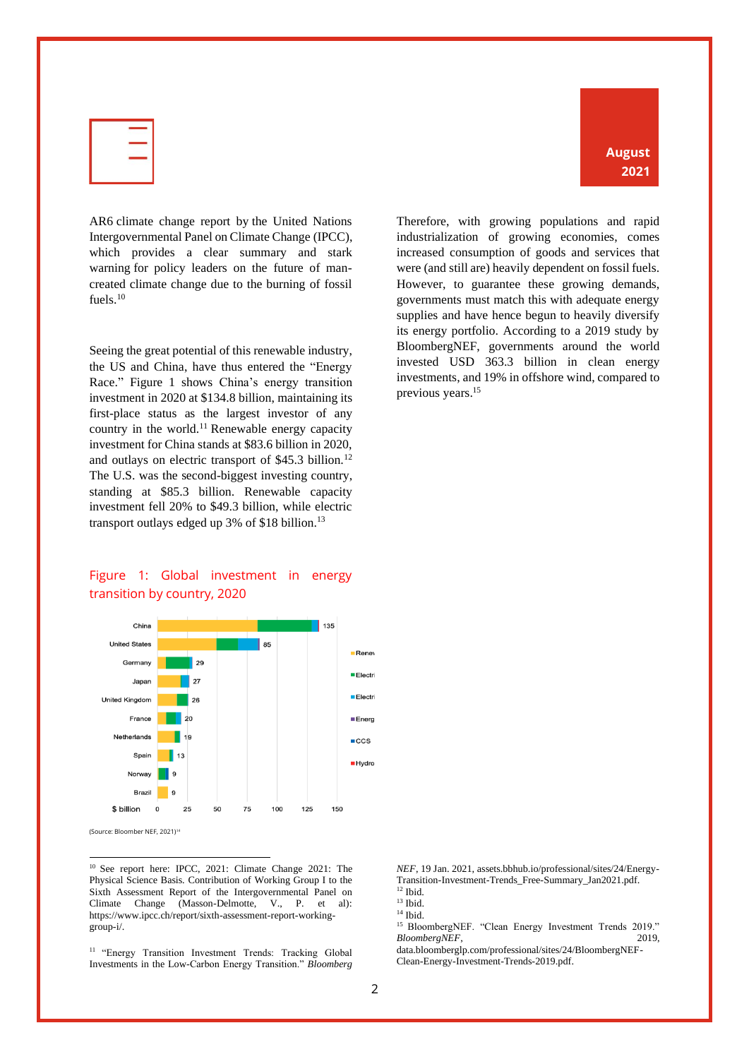AR6 climate change report by the United Nations Intergovernmental Panel on Climate Change (IPCC), which provides a clear summary and stark warning for policy leaders on the future of man-created climate change due to the burning of fossil fuels.[10]

Seeing the great potential of this renewable industry, the US and China, have thus entered the "Energy Race." Figure 1 shows China's energy transition investment in 2020 at $134.8 billion, maintaining its first-place status as the largest investor of any country in the world.[11] Renewable energy capacity investment for China stands at $83.6 billion in 2020, and outlays on electric transport of $45.3 billion.[12] The U.S. was the second-biggest investing country, standing at $85.3 billion. Renewable capacity investment fell 20% to $49.3 billion, while electric transport outlays edged up 3% of $18 billion.[13]

Figure 1: Global investment in energy transition by country, 2020

| Country | $ billion |
|---|---|
| China | 135 |
| United States | 85 |
| Germany | 29 |
| Japan | 27 |
| United Kingdom | 26 |
| France | 20 |
| Netherlands | 19 |
| Spain | 13 |
| Norway | 9 |
| Brazil | 9 |

(Source: Bloomber NEF, 2021)[14]

Therefore, with growing populations and rapid industrialization of growing economies, comes increased consumption of goods and services that were (and still are) heavily dependent on fossil fuels. However, to guarantee these growing demands, governments must match this with adequate energy supplies and have hence begun to heavily diversify its energy portfolio. According to a 2019 study by BloombergNEF, governments around the world invested USD 363.3 billion in clean energy investments, and 19% in offshore wind, compared to previous years.[15]

---

[10] See report here: IPCC, 2021: Climate Change 2021: The Physical Science Basis. Contribution of Working Group I to the Sixth Assessment Report of the Intergovernmental Panel on Climate Change (Masson-Delmotte, V., P. et al): https://www.ipcc.ch/report/sixth-assessment-report-working-group-i/.

[11] "Energy Transition Investment Trends: Tracking Global Investments in the Low-Carbon Energy Transition." *Bloomberg NEF*, 19 Jan. 2021, assets.bbhub.io/professional/sites/24/Energy-Transition-Investment-Trends_Free-Summary_Jan2021.pdf.

[12] Ibid.

[13] Ibid.

[14] Ibid.

[15] BloombergNEF. "Clean Energy Investment Trends 2019." *BloombergNEF*, 2019, data.bloomberglp.com/professional/sites/24/BloombergNEF-Clean-Energy-Investment-Trends-2019.pdf.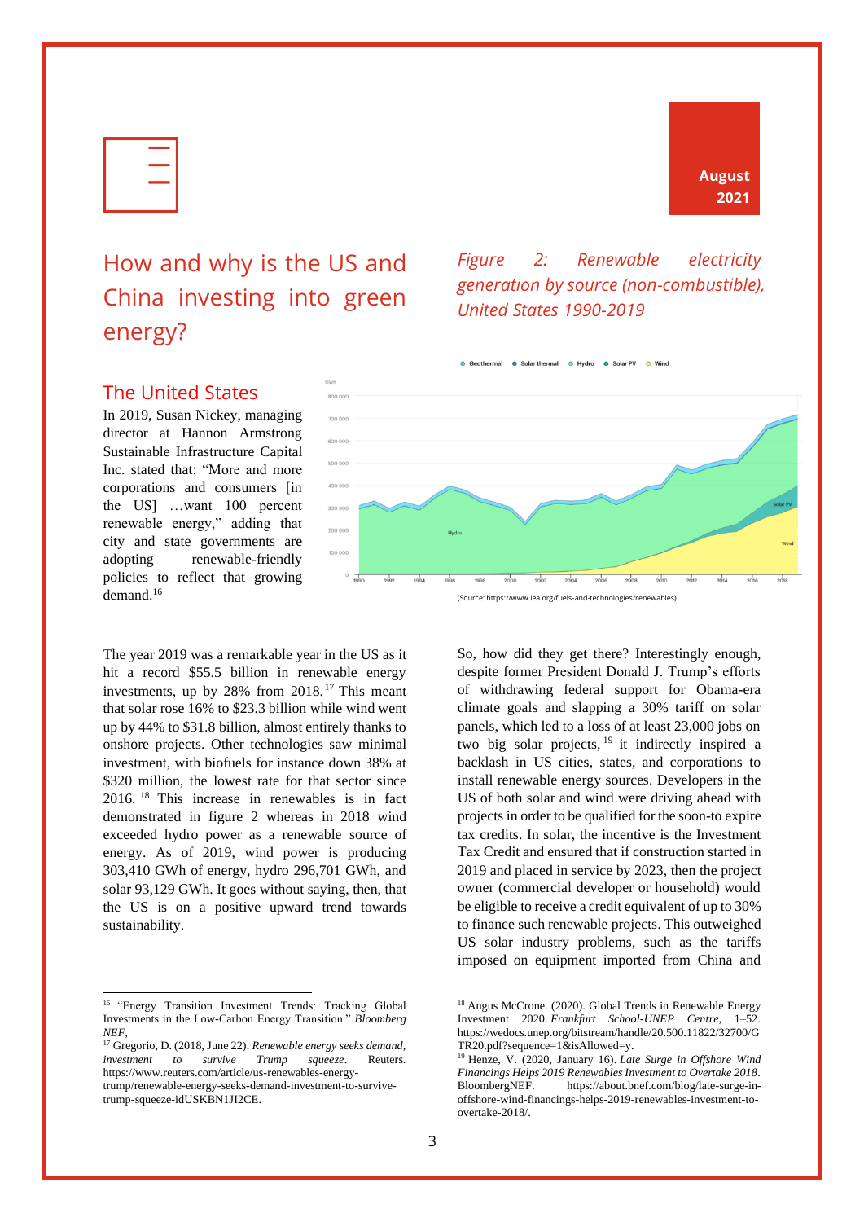# How and why is the US and China investing into green energy?

## The United States

In 2019, Susan Nickey, managing director at Hannon Armstrong Sustainable Infrastructure Capital Inc. stated that: "More and more corporations and consumers [in the US] …want 100 percent renewable energy," adding that city and state governments are adopting renewable-friendly policies to reflect that growing demand.[16]

*Figure 2: Renewable electricity generation by source (non-combustible), United States 1990-2019*

(Source: https://www.iea.org/fuels-and-technologies/renewables)

The year 2019 was a remarkable year in the US as it hit a record $55.5 billion in renewable energy investments, up by 28% from 2018.[17] This meant that solar rose 16% to $23.3 billion while wind went up by 44% to $31.8 billion, almost entirely thanks to onshore projects. Other technologies saw minimal investment, with biofuels for instance down 38% at $320 million, the lowest rate for that sector since 2016.[18] This increase in renewables is in fact demonstrated in figure 2 whereas in 2018 wind exceeded hydro power as a renewable source of energy. As of 2019, wind power is producing 303,410 GWh of energy, hydro 296,701 GWh, and solar 93,129 GWh. It goes without saying, then, that the US is on a positive upward trend towards sustainability.

So, how did they get there? Interestingly enough, despite former President Donald J. Trump's efforts of withdrawing federal support for Obama-era climate goals and slapping a 30% tariff on solar panels, which led to a loss of at least 23,000 jobs on two big solar projects,[19] it indirectly inspired a backlash in US cities, states, and corporations to install renewable energy sources. Developers in the US of both solar and wind were driving ahead with projects in order to be qualified for the soon-to expire tax credits. In solar, the incentive is the Investment Tax Credit and ensured that if construction started in 2019 and placed in service by 2023, then the project owner (commercial developer or household) would be eligible to receive a credit equivalent of up to 30% to finance such renewable projects. This outweighed US solar industry problems, such as the tariffs imposed on equipment imported from China and

---

[16] "Energy Transition Investment Trends: Tracking Global Investments in the Low-Carbon Energy Transition." *Bloomberg NEF*,

[17] Gregorio, D. (2018, June 22). *Renewable energy seeks demand, investment to survive Trump squeeze*. Reuters. https://www.reuters.com/article/us-renewables-energy-trump/renewable-energy-seeks-demand-investment-to-survive-trump-squeeze-idUSKBN1JI2CE.

[18] Angus McCrone. (2020). Global Trends in Renewable Energy Investment 2020. *Frankfurt School-UNEP Centre*, 1–52. https://wedocs.unep.org/bitstream/handle/20.500.11822/32700/GTR20.pdf?sequence=1&isAllowed=y.

[19] Henze, V. (2020, January 16). *Late Surge in Offshore Wind Financings Helps 2019 Renewables Investment to Overtake 2018*. BloombergNEF. https://about.bnef.com/blog/late-surge-in-offshore-wind-financings-helps-2019-renewables-investment-to-overtake-2018/.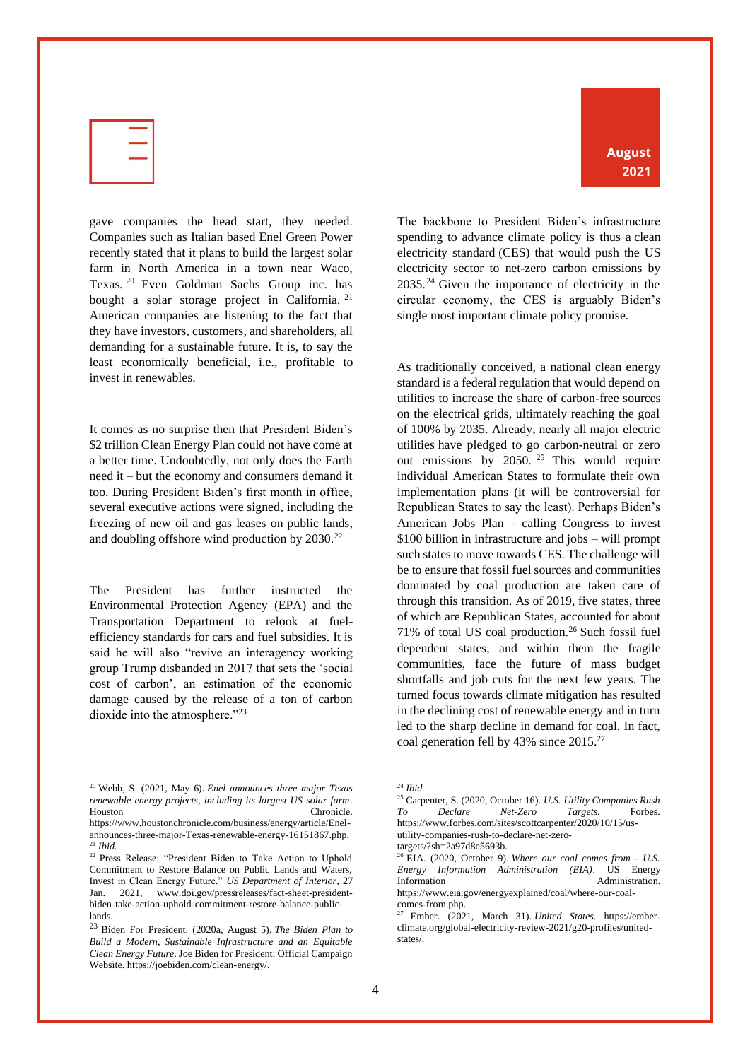gave companies the head start, they needed. Companies such as Italian based Enel Green Power recently stated that it plans to build the largest solar farm in North America in a town near Waco, Texas. [20] Even Goldman Sachs Group inc. has bought a solar storage project in California. [21] American companies are listening to the fact that they have investors, customers, and shareholders, all demanding for a sustainable future. It is, to say the least economically beneficial, i.e., profitable to invest in renewables.

It comes as no surprise then that President Biden's $2 trillion Clean Energy Plan could not have come at a better time. Undoubtedly, not only does the Earth need it – but the economy and consumers demand it too. During President Biden's first month in office, several executive actions were signed, including the freezing of new oil and gas leases on public lands, and doubling offshore wind production by 2030.[22]

The President has further instructed the Environmental Protection Agency (EPA) and the Transportation Department to relook at fuel-efficiency standards for cars and fuel subsidies. It is said he will also "revive an interagency working group Trump disbanded in 2017 that sets the 'social cost of carbon', an estimation of the economic damage caused by the release of a ton of carbon dioxide into the atmosphere."[23]

The backbone to President Biden's infrastructure spending to advance climate policy is thus a clean electricity standard (CES) that would push the US electricity sector to net-zero carbon emissions by 2035.[24] Given the importance of electricity in the circular economy, the CES is arguably Biden's single most important climate policy promise.

As traditionally conceived, a national clean energy standard is a federal regulation that would depend on utilities to increase the share of carbon-free sources on the electrical grids, ultimately reaching the goal of 100% by 2035. Already, nearly all major electric utilities have pledged to go carbon-neutral or zero out emissions by 2050. [25] This would require individual American States to formulate their own implementation plans (it will be controversial for Republican States to say the least). Perhaps Biden's American Jobs Plan – calling Congress to invest $100 billion in infrastructure and jobs – will prompt such states to move towards CES. The challenge will be to ensure that fossil fuel sources and communities dominated by coal production are taken care of through this transition. As of 2019, five states, three of which are Republican States, accounted for about 71% of total US coal production.[26] Such fossil fuel dependent states, and within them the fragile communities, face the future of mass budget shortfalls and job cuts for the next few years. The turned focus towards climate mitigation has resulted in the declining cost of renewable energy and in turn led to the sharp decline in demand for coal. In fact, coal generation fell by 43% since 2015.[27]

---

[20] Webb, S. (2021, May 6). *Enel announces three major Texas renewable energy projects, including its largest US solar farm*. Houston Chronicle. https://www.houstonchronicle.com/business/energy/article/Enel-announces-three-major-Texas-renewable-energy-16151867.php.

[21] *Ibid.*

[22] Press Release: "President Biden to Take Action to Uphold Commitment to Restore Balance on Public Lands and Waters, Invest in Clean Energy Future." *US Department of Interior*, 27 Jan. 2021, www.doi.gov/pressreleases/fact-sheet-president-biden-take-action-uphold-commitment-restore-balance-public-lands.

[23] Biden For President. (2020a, August 5). *The Biden Plan to Build a Modern, Sustainable Infrastructure and an Equitable Clean Energy Future*. Joe Biden for President: Official Campaign Website. https://joebiden.com/clean-energy/.

[24] *Ibid.*

[25] Carpenter, S. (2020, October 16). *U.S. Utility Companies Rush To Declare Net-Zero Targets.* Forbes. https://www.forbes.com/sites/scottcarpenter/2020/10/15/us-utility-companies-rush-to-declare-net-zero-targets/?sh=2a97d8e5693b.

[26] EIA. (2020, October 9). *Where our coal comes from - U.S. Energy Information Administration (EIA)*. US Energy Information Administration. https://www.eia.gov/energyexplained/coal/where-our-coal-comes-from.php.

[27] Ember. (2021, March 31). *United States*. https://ember-climate.org/global-electricity-review-2021/g20-profiles/united-states/.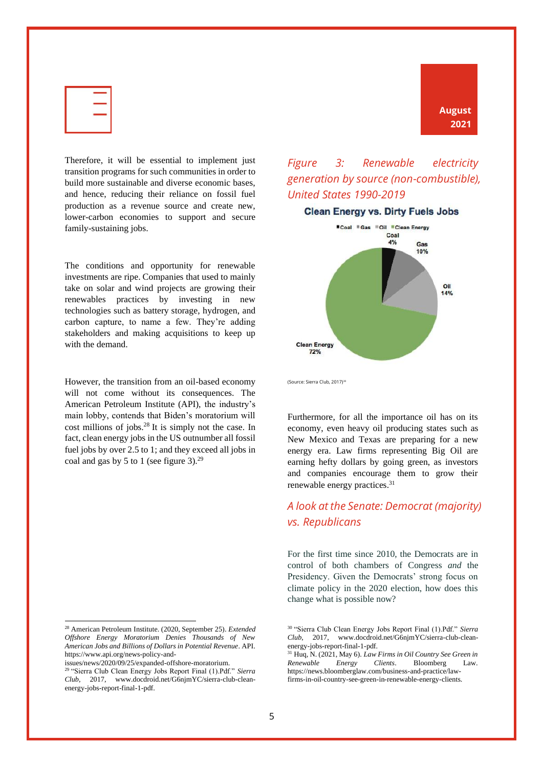Therefore, it will be essential to implement just transition programs for such communities in order to build more sustainable and diverse economic bases, and hence, reducing their reliance on fossil fuel production as a revenue source and create new, lower-carbon economies to support and secure family-sustaining jobs.

The conditions and opportunity for renewable investments are ripe. Companies that used to mainly take on solar and wind projects are growing their renewables practices by investing in new technologies such as battery storage, hydrogen, and carbon capture, to name a few. They're adding stakeholders and making acquisitions to keep up with the demand.

However, the transition from an oil-based economy will not come without its consequences. The American Petroleum Institute (API), the industry's main lobby, contends that Biden's moratorium will cost millions of jobs.[28] It is simply not the case. In fact, clean energy jobs in the US outnumber all fossil fuel jobs by over 2.5 to 1; and they exceed all jobs in coal and gas by 5 to 1 (see figure 3).[29]

*Figure 3: Renewable electricity generation by source (non-combustible), United States 1990-2019*

**Clean Energy vs. Dirty Fuels Jobs**

Coal 4%, Gas 10%, Oil 14%, Clean Energy 72%

(Source: Sierra Club, 2017)[30]

Furthermore, for all the importance oil has on its economy, even heavy oil producing states such as New Mexico and Texas are preparing for a new energy era. Law firms representing Big Oil are earning hefty dollars by going green, as investors and companies encourage them to grow their renewable energy practices.[31]

## A look at the Senate: Democrat (majority) vs. Republicans

For the first time since 2010, the Democrats are in control of both chambers of Congress *and* the Presidency. Given the Democrats' strong focus on climate policy in the 2020 election, how does this change what is possible now?

---

[28] American Petroleum Institute. (2020, September 25). *Extended Offshore Energy Moratorium Denies Thousands of New American Jobs and Billions of Dollars in Potential Revenue*. API. https://www.api.org/news-policy-and-issues/news/2020/09/25/expanded-offshore-moratorium.

[29] "Sierra Club Clean Energy Jobs Report Final (1).Pdf." *Sierra Club*, 2017, www.docdroid.net/G6njmYC/sierra-club-clean-energy-jobs-report-final-1-pdf.

[30] "Sierra Club Clean Energy Jobs Report Final (1).Pdf." *Sierra Club*, 2017, www.docdroid.net/G6njmYC/sierra-club-clean-energy-jobs-report-final-1-pdf.

[31] Huq, N. (2021, May 6). *Law Firms in Oil Country See Green in Renewable Energy Clients*. Bloomberg Law. https://news.bloomberglaw.com/business-and-practice/law-firms-in-oil-country-see-green-in-renewable-energy-clients.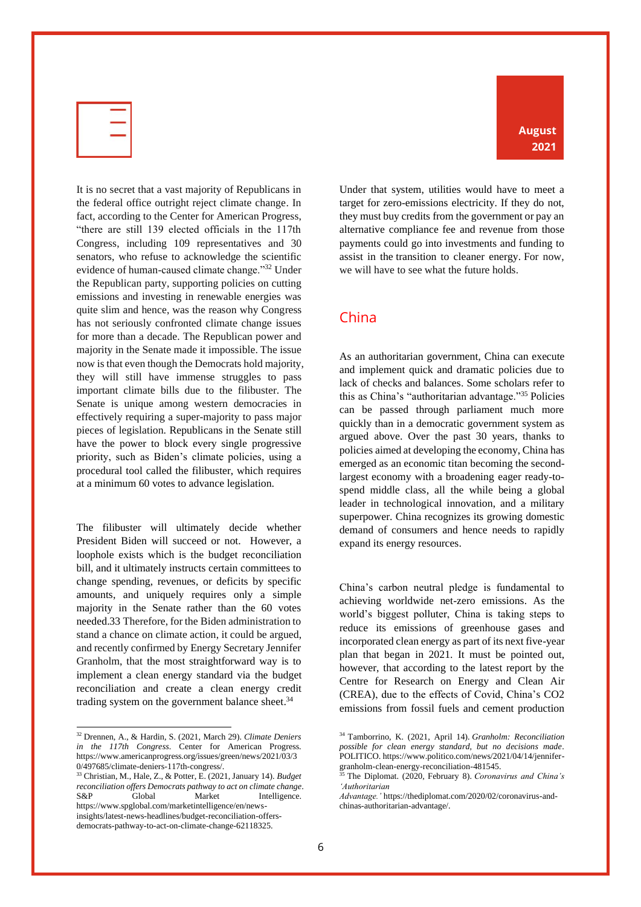It is no secret that a vast majority of Republicans in the federal office outright reject climate change. In fact, according to the Center for American Progress, "there are still 139 elected officials in the 117th Congress, including 109 representatives and 30 senators, who refuse to acknowledge the scientific evidence of human-caused climate change."[32] Under the Republican party, supporting policies on cutting emissions and investing in renewable energies was quite slim and hence, was the reason why Congress has not seriously confronted climate change issues for more than a decade. The Republican power and majority in the Senate made it impossible. The issue now is that even though the Democrats hold majority, they will still have immense struggles to pass important climate bills due to the filibuster. The Senate is unique among western democracies in effectively requiring a super-majority to pass major pieces of legislation. Republicans in the Senate still have the power to block every single progressive priority, such as Biden's climate policies, using a procedural tool called the filibuster, which requires at a minimum 60 votes to advance legislation.

The filibuster will ultimately decide whether President Biden will succeed or not. However, a loophole exists which is the budget reconciliation bill, and it ultimately instructs certain committees to change spending, revenues, or deficits by specific amounts, and uniquely requires only a simple majority in the Senate rather than the 60 votes needed.33 Therefore, for the Biden administration to stand a chance on climate action, it could be argued, and recently confirmed by Energy Secretary Jennifer Granholm, that the most straightforward way is to implement a clean energy standard via the budget reconciliation and create a clean energy credit trading system on the government balance sheet.[34]

Under that system, utilities would have to meet a target for zero-emissions electricity. If they do not, they must buy credits from the government or pay an alternative compliance fee and revenue from those payments could go into investments and funding to assist in the transition to cleaner energy. For now, we will have to see what the future holds.

## China

As an authoritarian government, China can execute and implement quick and dramatic policies due to lack of checks and balances. Some scholars refer to this as China's "authoritarian advantage."[35] Policies can be passed through parliament much more quickly than in a democratic government system as argued above. Over the past 30 years, thanks to policies aimed at developing the economy, China has emerged as an economic titan becoming the second-largest economy with a broadening eager ready-to-spend middle class, all the while being a global leader in technological innovation, and a military superpower. China recognizes its growing domestic demand of consumers and hence needs to rapidly expand its energy resources.

China's carbon neutral pledge is fundamental to achieving worldwide net-zero emissions. As the world's biggest polluter, China is taking steps to reduce its emissions of greenhouse gases and incorporated clean energy as part of its next five-year plan that began in 2021. It must be pointed out, however, that according to the latest report by the Centre for Research on Energy and Clean Air (CREA), due to the effects of Covid, China's $CO_2$ emissions from fossil fuels and cement production

---

[32] Drennen, A., & Hardin, S. (2021, March 29). *Climate Deniers in the 117th Congress*. Center for American Progress. https://www.americanprogress.org/issues/green/news/2021/03/30/497685/climate-deniers-117th-congress/.

[33] Christian, M., Hale, Z., & Potter, E. (2021, January 14). *Budget reconciliation offers Democrats pathway to act on climate change*. S&P Global Market Intelligence. https://www.spglobal.com/marketintelligence/en/news-insights/latest-news-headlines/budget-reconciliation-offers-democrats-pathway-to-act-on-climate-change-62118325.

[34] Tamborrino, K. (2021, April 14). *Granholm: Reconciliation possible for clean energy standard, but no decisions made*. POLITICO. https://www.politico.com/news/2021/04/14/jennifer-granholm-clean-energy-reconciliation-481545.

[35] The Diplomat. (2020, February 8). *Coronavirus and China's 'Authoritarian Advantage.'* https://thediplomat.com/2020/02/coronavirus-and-chinas-authoritarian-advantage/.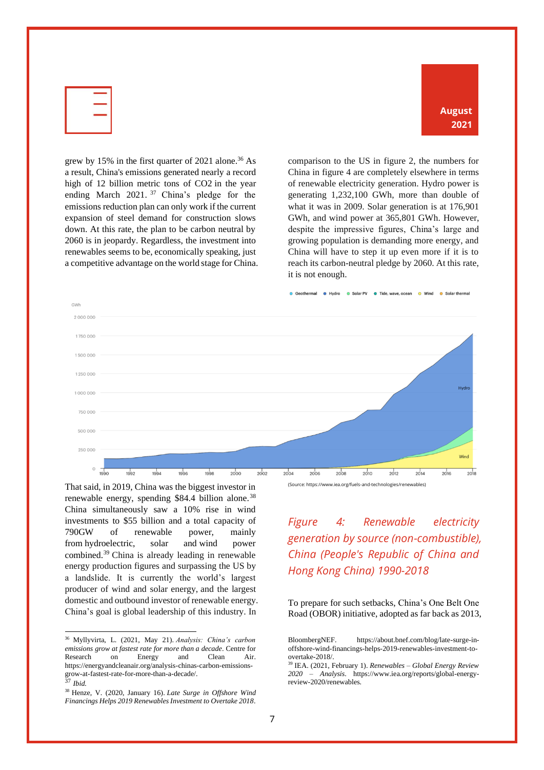grew by 15% in the first quarter of 2021 alone.[36] As a result, China's emissions generated nearly a record high of 12 billion metric tons of $CO_2$ in the year ending March 2021.[37] China's pledge for the emissions reduction plan can only work if the current expansion of steel demand for construction slows down. At this rate, the plan to be carbon neutral by 2060 is in jeopardy. Regardless, the investment into renewables seems to be, economically speaking, just a competitive advantage on the world stage for China.

comparison to the US in figure 2, the numbers for China in figure 4 are completely elsewhere in terms of renewable electricity generation. Hydro power is generating 1,232,100 GWh, more than double of what it was in 2009. Solar generation is at 176,901 GWh, and wind power at 365,801 GWh. However, despite the impressive figures, China's large and growing population is demanding more energy, and China will have to step it up even more if it is to reach its carbon-neutral pledge by 2060. At this rate, it is not enough.

(Source: https://www.iea.org/fuels-and-technologies/renewables)

*Figure 4: Renewable electricity generation by source (non-combustible), China (People's Republic of China and Hong Kong China) 1990-2018*

That said, in 2019, China was the biggest investor in renewable energy, spending $84.4 billion alone.[38] China simultaneously saw a 10% rise in wind investments to $55 billion and a total capacity of 790GW of renewable power, mainly from hydroelectric, solar and wind power combined.[39] China is already leading in renewable energy production figures and surpassing the US by a landslide. It is currently the world's largest producer of wind and solar energy, and the largest domestic and outbound investor of renewable energy. China's goal is global leadership of this industry. In

To prepare for such setbacks, China's One Belt One Road (OBOR) initiative, adopted as far back as 2013,

---

[36] Myllyvirta, L. (2021, May 21). *Analysis: China's carbon emissions grow at fastest rate for more than a decade*. Centre for Research on Energy and Clean Air. https://energyandcleanair.org/analysis-chinas-carbon-emissions-grow-at-fastest-rate-for-more-than-a-decade/.

[37] *Ibid.*

[38] Henze, V. (2020, January 16). *Late Surge in Offshore Wind Financings Helps 2019 Renewables Investment to Overtake 2018*. BloombergNEF. https://about.bnef.com/blog/late-surge-in-offshore-wind-financings-helps-2019-renewables-investment-to-overtake-2018/.

[39] IEA. (2021, February 1). *Renewables – Global Energy Review 2020 – Analysis*. https://www.iea.org/reports/global-energy-review-2020/renewables.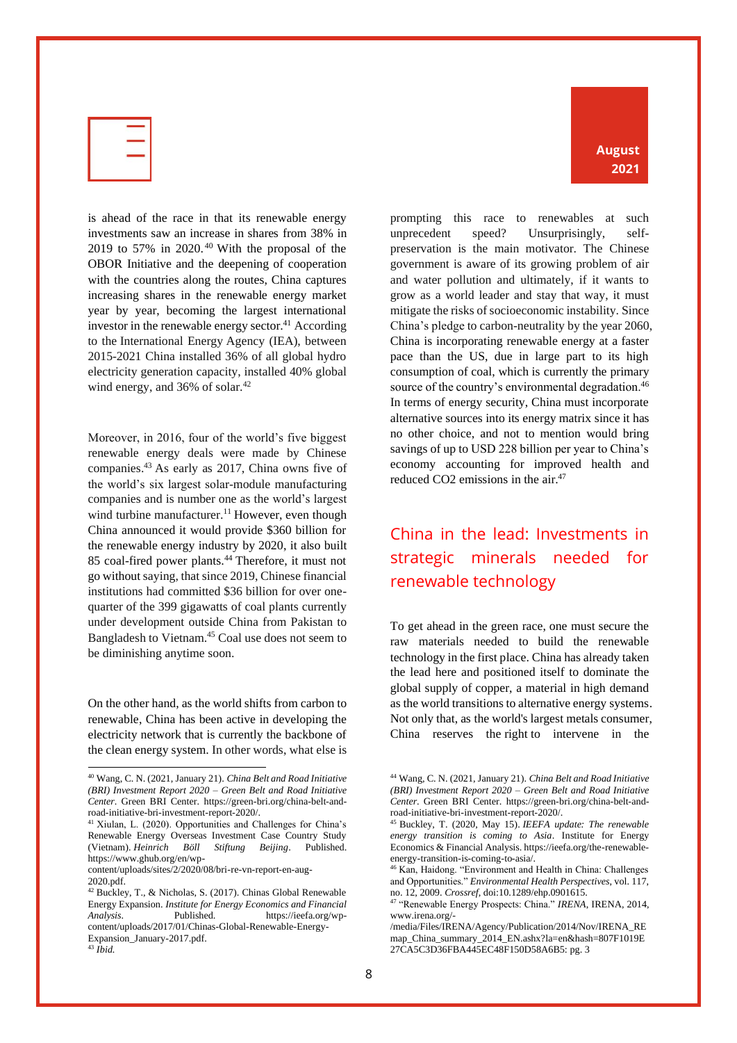is ahead of the race in that its renewable energy investments saw an increase in shares from 38% in 2019 to 57% in 2020.[40] With the proposal of the OBOR Initiative and the deepening of cooperation with the countries along the routes, China captures increasing shares in the renewable energy market year by year, becoming the largest international investor in the renewable energy sector.[41] According to the International Energy Agency (IEA), between 2015-2021 China installed 36% of all global hydro electricity generation capacity, installed 40% global wind energy, and 36% of solar.[42]

Moreover, in 2016, four of the world's five biggest renewable energy deals were made by Chinese companies.[43] As early as 2017, China owns five of the world's six largest solar-module manufacturing companies and is number one as the world's largest wind turbine manufacturer.[11] However, even though China announced it would provide $360 billion for the renewable energy industry by 2020, it also built 85 coal-fired power plants.[44] Therefore, it must not go without saying, that since 2019, Chinese financial institutions had committed $36 billion for over one-quarter of the 399 gigawatts of coal plants currently under development outside China from Pakistan to Bangladesh to Vietnam.[45] Coal use does not seem to be diminishing anytime soon.

On the other hand, as the world shifts from carbon to renewable, China has been active in developing the electricity network that is currently the backbone of the clean energy system. In other words, what else is prompting this race to renewables at such unprecedent speed? Unsurprisingly, self-preservation is the main motivator. The Chinese government is aware of its growing problem of air and water pollution and ultimately, if it wants to grow as a world leader and stay that way, it must mitigate the risks of socioeconomic instability. Since China's pledge to carbon-neutrality by the year 2060, China is incorporating renewable energy at a faster pace than the US, due in large part to its high consumption of coal, which is currently the primary source of the country's environmental degradation.[46] In terms of energy security, China must incorporate alternative sources into its energy matrix since it has no other choice, and not to mention would bring savings of up to USD 228 billion per year to China's economy accounting for improved health and reduced CO2 emissions in the air.[47]

## China in the lead: Investments in strategic minerals needed for renewable technology

To get ahead in the green race, one must secure the raw materials needed to build the renewable technology in the first place. China has already taken the lead here and positioned itself to dominate the global supply of copper, a material in high demand as the world transitions to alternative energy systems. Not only that, as the world's largest metals consumer, China reserves the right to intervene in the

---

[40] Wang, C. N. (2021, January 21). *China Belt and Road Initiative (BRI) Investment Report 2020 – Green Belt and Road Initiative Center*. Green BRI Center. https://green-bri.org/china-belt-and-road-initiative-bri-investment-report-2020/.

[41] Xiulan, L. (2020). Opportunities and Challenges for China's Renewable Energy Overseas Investment Case Country Study (Vietnam). *Heinrich Böll Stiftung Beijing*. Published. https://www.ghub.org/en/wp-content/uploads/sites/2/2020/08/bri-re-vn-report-en-aug-2020.pdf.

[42] Buckley, T., & Nicholas, S. (2017). Chinas Global Renewable Energy Expansion. *Institute for Energy Economics and Financial Analysis*. Published. https://ieefa.org/wp-content/uploads/2017/01/Chinas-Global-Renewable-Energy-Expansion_January-2017.pdf.

[43] *Ibid.*

[44] Wang, C. N. (2021, January 21). *China Belt and Road Initiative (BRI) Investment Report 2020 – Green Belt and Road Initiative Center*. Green BRI Center. https://green-bri.org/china-belt-and-road-initiative-bri-investment-report-2020/.

[45] Buckley, T. (2020, May 15). *IEEFA update: The renewable energy transition is coming to Asia*. Institute for Energy Economics & Financial Analysis. https://ieefa.org/the-renewable-energy-transition-is-coming-to-asia/.

[46] Kan, Haidong. "Environment and Health in China: Challenges and Opportunities." *Environmental Health Perspectives*, vol. 117, no. 12, 2009. *Crossref*, doi:10.1289/ehp.0901615.

[47] "Renewable Energy Prospects: China." *IRENA*, IRENA, 2014, www.irena.org/-/media/Files/IRENA/Agency/Publication/2014/Nov/IRENA_REmap_China_summary_2014_EN.ashx?la=en&hash=807F1019E27CA5C3D36FBA445EC48F150D58A6B5: pg. 3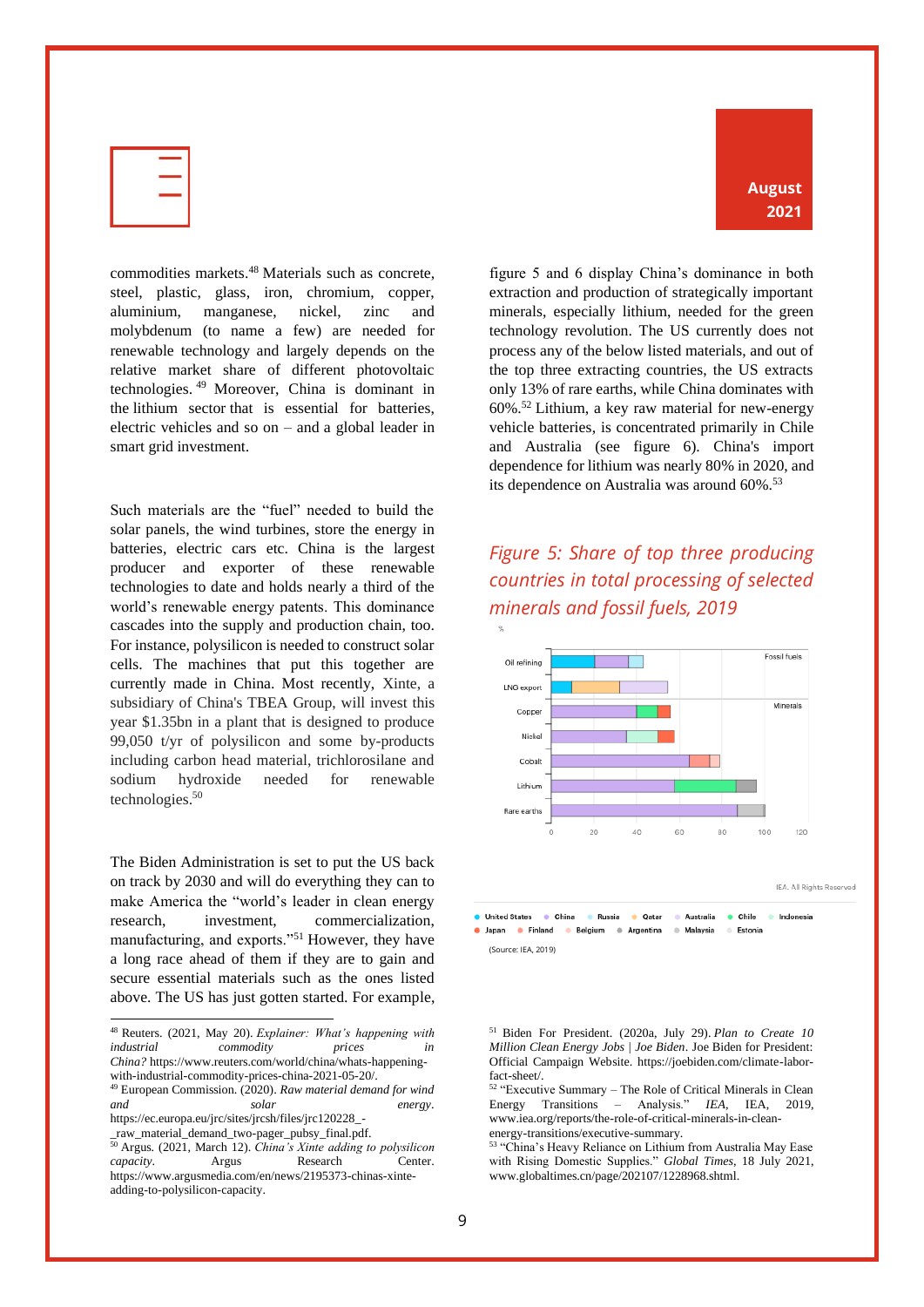commodities markets.[48] Materials such as concrete, steel, plastic, glass, iron, chromium, copper, aluminium, manganese, nickel, zinc and molybdenum (to name a few) are needed for renewable technology and largely depends on the relative market share of different photovoltaic technologies.[49] Moreover, China is dominant in the lithium sector that is essential for batteries, electric vehicles and so on – and a global leader in smart grid investment.

Such materials are the "fuel" needed to build the solar panels, the wind turbines, store the energy in batteries, electric cars etc. China is the largest producer and exporter of these renewable technologies to date and holds nearly a third of the world's renewable energy patents. This dominance cascades into the supply and production chain, too. For instance, polysilicon is needed to construct solar cells. The machines that put this together are currently made in China. Most recently, Xinte, a subsidiary of China's TBEA Group, will invest this year \$1.35bn in a plant that is designed to produce 99,050 t/yr of polysilicon and some by-products including carbon head material, trichlorosilane and sodium hydroxide needed for renewable technologies.[50]

The Biden Administration is set to put the US back on track by 2030 and will do everything they can to make America the "world's leader in clean energy research, investment, commercialization, manufacturing, and exports."[51] However, they have a long race ahead of them if they are to gain and secure essential materials such as the ones listed above. The US has just gotten started. For example, figure 5 and 6 display China's dominance in both extraction and production of strategically important minerals, especially lithium, needed for the green technology revolution. The US currently does not process any of the below listed materials, and out of the top three extracting countries, the US extracts only 13% of rare earths, while China dominates with 60%.[52] Lithium, a key raw material for new-energy vehicle batteries, is concentrated primarily in Chile and Australia (see figure 6). China's import dependence for lithium was nearly 80% in 2020, and its dependence on Australia was around 60%.[53]

*Figure 5: Share of top three producing countries in total processing of selected minerals and fossil fuels, 2019*

%

Oil refining, LNG export (Fossil fuels); Copper, Nickel, Cobalt, Lithium, Rare earths (Minerals)

0 20 40 60 80 100 120

IEA. All Rights Reserved

United States, China, Russia, Qatar, Australia, Chile, Indonesia, Japan, Finland, Belgium, Argentina, Malaysia, Estonia

(Source: IEA, 2019)

---

[48] Reuters. (2021, May 20). *Explainer: What's happening with industrial commodity prices in China?* https://www.reuters.com/world/china/whats-happening-with-industrial-commodity-prices-china-2021-05-20/.

[49] European Commission. (2020). *Raw material demand for wind and solar energy*. https://ec.europa.eu/jrc/sites/jrcsh/files/jrc120228_-_raw_material_demand_two-pager_pubsy_final.pdf.

[50] Argus. (2021, March 12). *China's Xinte adding to polysilicon capacity*. Argus Research Center. https://www.argusmedia.com/en/news/2195373-chinas-xinte-adding-to-polysilicon-capacity.

[51] Biden For President. (2020a, July 29). *Plan to Create 10 Million Clean Energy Jobs | Joe Biden*. Joe Biden for President: Official Campaign Website. https://joebiden.com/climate-labor-fact-sheet/.

[52] "Executive Summary – The Role of Critical Minerals in Clean Energy Transitions – Analysis." *IEA*, IEA, 2019, www.iea.org/reports/the-role-of-critical-minerals-in-clean-energy-transitions/executive-summary.

[53] "China's Heavy Reliance on Lithium from Australia May Ease with Rising Domestic Supplies." *Global Times*, 18 July 2021, www.globaltimes.cn/page/202107/1228968.shtml.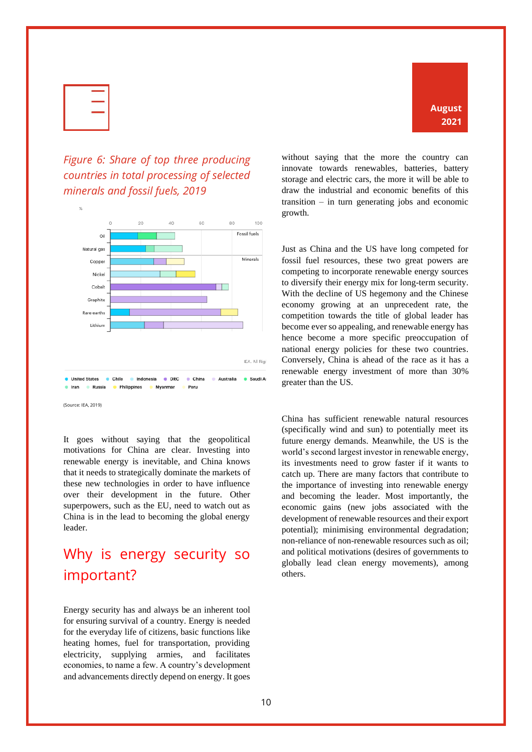*Figure 6: Share of top three producing countries in total processing of selected minerals and fossil fuels, 2019*

(Source: IEA, 2019)

It goes without saying that the geopolitical motivations for China are clear. Investing into renewable energy is inevitable, and China knows that it needs to strategically dominate the markets of these new technologies in order to have influence over their development in the future. Other superpowers, such as the EU, need to watch out as China is in the lead to becoming the global energy leader.

## Why is energy security so important?

Energy security has and always be an inherent tool for ensuring survival of a country. Energy is needed for the everyday life of citizens, basic functions like heating homes, fuel for transportation, providing electricity, supplying armies, and facilitates economies, to name a few. A country's development and advancements directly depend on energy. It goes without saying that the more the country can innovate towards renewables, batteries, battery storage and electric cars, the more it will be able to draw the industrial and economic benefits of this transition – in turn generating jobs and economic growth.

Just as China and the US have long competed for fossil fuel resources, these two great powers are competing to incorporate renewable energy sources to diversify their energy mix for long-term security. With the decline of US hegemony and the Chinese economy growing at an unprecedent rate, the competition towards the title of global leader has become ever so appealing, and renewable energy has hence become a more specific preoccupation of national energy policies for these two countries. Conversely, China is ahead of the race as it has a renewable energy investment of more than 30% greater than the US.

China has sufficient renewable natural resources (specifically wind and sun) to potentially meet its future energy demands. Meanwhile, the US is the world's second largest investor in renewable energy, its investments need to grow faster if it wants to catch up. There are many factors that contribute to the importance of investing into renewable energy and becoming the leader. Most importantly, the economic gains (new jobs associated with the development of renewable resources and their export potential); minimising environmental degradation; non-reliance of non-renewable resources such as oil; and political motivations (desires of governments to globally lead clean energy movements), among others.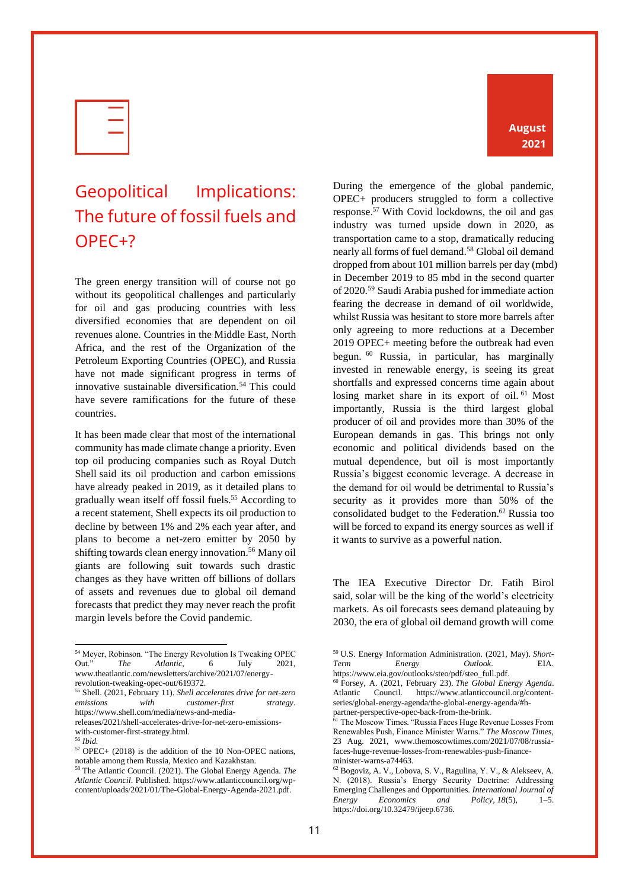# Geopolitical Implications: The future of fossil fuels and OPEC+?

The green energy transition will of course not go without its geopolitical challenges and particularly for oil and gas producing countries with less diversified economies that are dependent on oil revenues alone. Countries in the Middle East, North Africa, and the rest of the Organization of the Petroleum Exporting Countries (OPEC), and Russia have not made significant progress in terms of innovative sustainable diversification.[54] This could have severe ramifications for the future of these countries.

It has been made clear that most of the international community has made climate change a priority. Even top oil producing companies such as Royal Dutch Shell said its oil production and carbon emissions have already peaked in 2019, as it detailed plans to gradually wean itself off fossil fuels.[55] According to a recent statement, Shell expects its oil production to decline by between 1% and 2% each year after, and plans to become a net-zero emitter by 2050 by shifting towards clean energy innovation.[56] Many oil giants are following suit towards such drastic changes as they have written off billions of dollars of assets and revenues due to global oil demand forecasts that predict they may never reach the profit margin levels before the Covid pandemic.

During the emergence of the global pandemic, OPEC+ producers struggled to form a collective response.[57] With Covid lockdowns, the oil and gas industry was turned upside down in 2020, as transportation came to a stop, dramatically reducing nearly all forms of fuel demand.[58] Global oil demand dropped from about 101 million barrels per day (mbd) in December 2019 to 85 mbd in the second quarter of 2020.[59] Saudi Arabia pushed for immediate action fearing the decrease in demand of oil worldwide, whilst Russia was hesitant to store more barrels after only agreeing to more reductions at a December 2019 OPEC+ meeting before the outbreak had even begun.[60] Russia, in particular, has marginally invested in renewable energy, is seeing its great shortfalls and expressed concerns time again about losing market share in its export of oil.[61] Most importantly, Russia is the third largest global producer of oil and provides more than 30% of the European demands in gas. This brings not only economic and political dividends based on the mutual dependence, but oil is most importantly Russia's biggest economic leverage. A decrease in the demand for oil would be detrimental to Russia's security as it provides more than 50% of the consolidated budget to the Federation.[62] Russia too will be forced to expand its energy sources as well if it wants to survive as a powerful nation.

The IEA Executive Director Dr. Fatih Birol said, solar will be the king of the world's electricity markets. As oil forecasts sees demand plateauing by 2030, the era of global oil demand growth will come

---

[54] Meyer, Robinson. "The Energy Revolution Is Tweaking OPEC Out." *The Atlantic*, 6 July 2021, www.theatlantic.com/newsletters/archive/2021/07/energy-revolution-tweaking-opec-out/619372.

[55] Shell. (2021, February 11). *Shell accelerates drive for net-zero emissions with customer-first strategy*. https://www.shell.com/media/news-and-media-releases/2021/shell-accelerates-drive-for-net-zero-emissions-with-customer-first-strategy.html.

[56] *Ibid.*

[57] OPEC+ (2018) is the addition of the 10 Non-OPEC nations, notable among them Russia, Mexico and Kazakhstan.

[58] The Atlantic Council. (2021). The Global Energy Agenda. *The Atlantic Council*. Published. https://www.atlanticcouncil.org/wp-content/uploads/2021/01/The-Global-Energy-Agenda-2021.pdf.

[59] U.S. Energy Information Administration. (2021, May). *Short-Term Energy Outlook*. EIA. https://www.eia.gov/outlooks/steo/pdf/steo_full.pdf.

[60] Forsey, A. (2021, February 23). *The Global Energy Agenda*. Atlantic Council. https://www.atlanticcouncil.org/content-series/global-energy-agenda/the-global-energy-agenda/#h-partner-perspective-opec-back-from-the-brink.

[61] The Moscow Times. "Russia Faces Huge Revenue Losses From Renewables Push, Finance Minister Warns." *The Moscow Times*, 23 Aug. 2021, www.themoscowtimes.com/2021/07/08/russia-faces-huge-revenue-losses-from-renewables-push-finance-minister-warns-a74463.

[62] Bogoviz, A. V., Lobova, S. V., Ragulina, Y. V., & Alekseev, A. N. (2018). Russia's Energy Security Doctrine: Addressing Emerging Challenges and Opportunities. *International Journal of Energy Economics and Policy*, *18*(5), 1–5. https://doi.org/10.32479/ijeep.6736.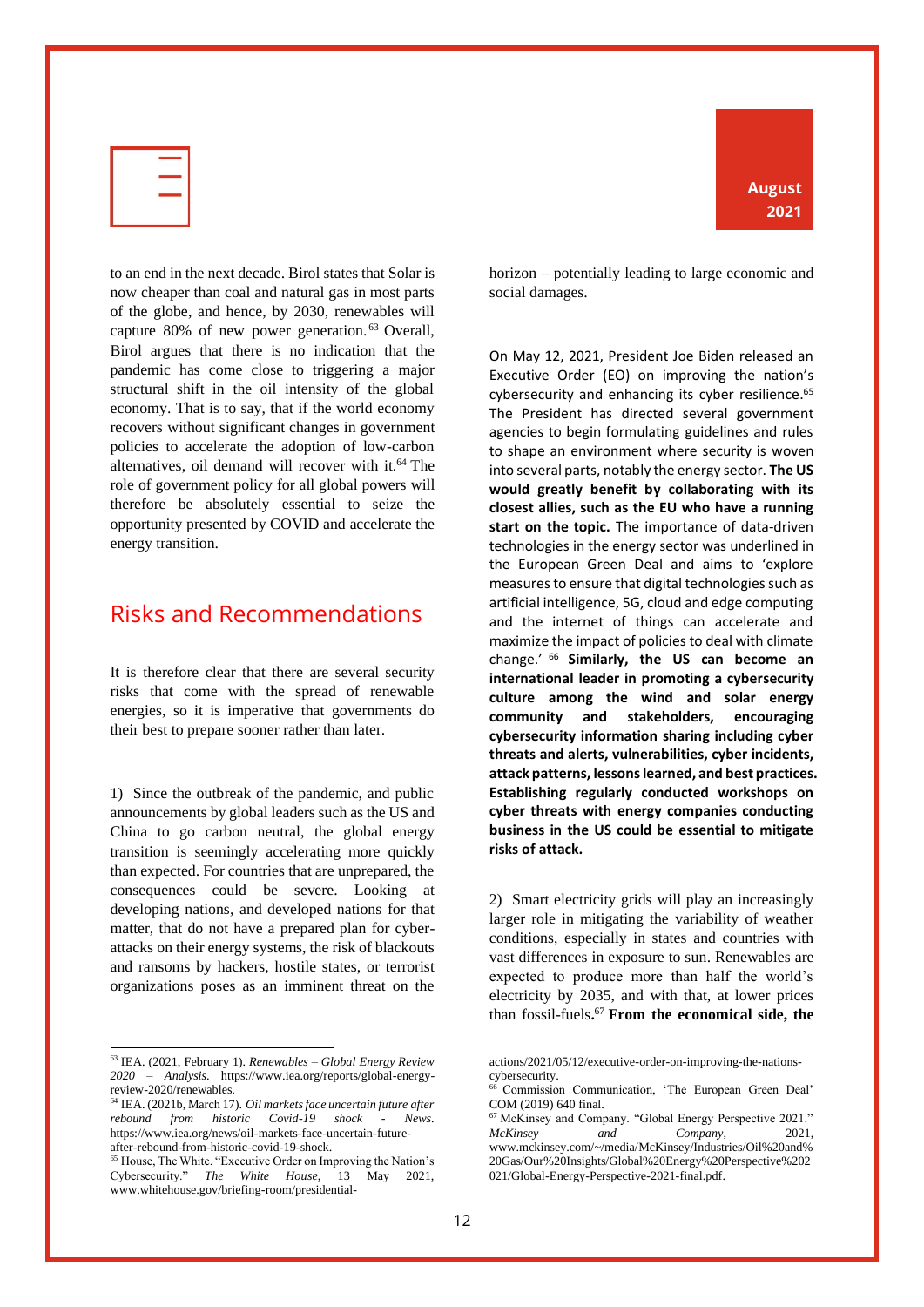to an end in the next decade. Birol states that Solar is now cheaper than coal and natural gas in most parts of the globe, and hence, by 2030, renewables will capture 80% of new power generation.[63] Overall, Birol argues that there is no indication that the pandemic has come close to triggering a major structural shift in the oil intensity of the global economy. That is to say, that if the world economy recovers without significant changes in government policies to accelerate the adoption of low-carbon alternatives, oil demand will recover with it.[64] The role of government policy for all global powers will therefore be absolutely essential to seize the opportunity presented by COVID and accelerate the energy transition.

## Risks and Recommendations

It is therefore clear that there are several security risks that come with the spread of renewable energies, so it is imperative that governments do their best to prepare sooner rather than later.

1) Since the outbreak of the pandemic, and public announcements by global leaders such as the US and China to go carbon neutral, the global energy transition is seemingly accelerating more quickly than expected. For countries that are unprepared, the consequences could be severe. Looking at developing nations, and developed nations for that matter, that do not have a prepared plan for cyber-attacks on their energy systems, the risk of blackouts and ransoms by hackers, hostile states, or terrorist organizations poses as an imminent threat on the horizon – potentially leading to large economic and social damages.

On May 12, 2021, President Joe Biden released an Executive Order (EO) on improving the nation's cybersecurity and enhancing its cyber resilience.[65] The President has directed several government agencies to begin formulating guidelines and rules to shape an environment where security is woven into several parts, notably the energy sector. **The US would greatly benefit by collaborating with its closest allies, such as the EU who have a running start on the topic.** The importance of data-driven technologies in the energy sector was underlined in the European Green Deal and aims to 'explore measures to ensure that digital technologies such as artificial intelligence, 5G, cloud and edge computing and the internet of things can accelerate and maximize the impact of policies to deal with climate change.'[66] **Similarly, the US can become an international leader in promoting a cybersecurity culture among the wind and solar energy community and stakeholders, encouraging cybersecurity information sharing including cyber threats and alerts, vulnerabilities, cyber incidents, attack patterns, lessons learned, and best practices. Establishing regularly conducted workshops on cyber threats with energy companies conducting business in the US could be essential to mitigate risks of attack.**

2) Smart electricity grids will play an increasingly larger role in mitigating the variability of weather conditions, especially in states and countries with vast differences in exposure to sun. Renewables are expected to produce more than half the world's electricity by 2035, and with that, at lower prices than fossil-fuels.[67] **From the economical side, the**

---

[63] IEA. (2021, February 1). *Renewables – Global Energy Review 2020 – Analysis*. https://www.iea.org/reports/global-energy-review-2020/renewables.

[64] IEA. (2021b, March 17). *Oil markets face uncertain future after rebound from historic Covid-19 shock - News*. https://www.iea.org/news/oil-markets-face-uncertain-future-after-rebound-from-historic-covid-19-shock.

[65] House, The White. "Executive Order on Improving the Nation's Cybersecurity." *The White House*, 13 May 2021, www.whitehouse.gov/briefing-room/presidential-actions/2021/05/12/executive-order-on-improving-the-nations-cybersecurity.

[66] Commission Communication, 'The European Green Deal' COM (2019) 640 final.

[67] McKinsey and Company. "Global Energy Perspective 2021." *McKinsey and Company*, 2021, www.mckinsey.com/~/media/McKinsey/Industries/Oil%20and%20Gas/Our%20Insights/Global%20Energy%20Perspective%202021/Global-Energy-Perspective-2021-final.pdf.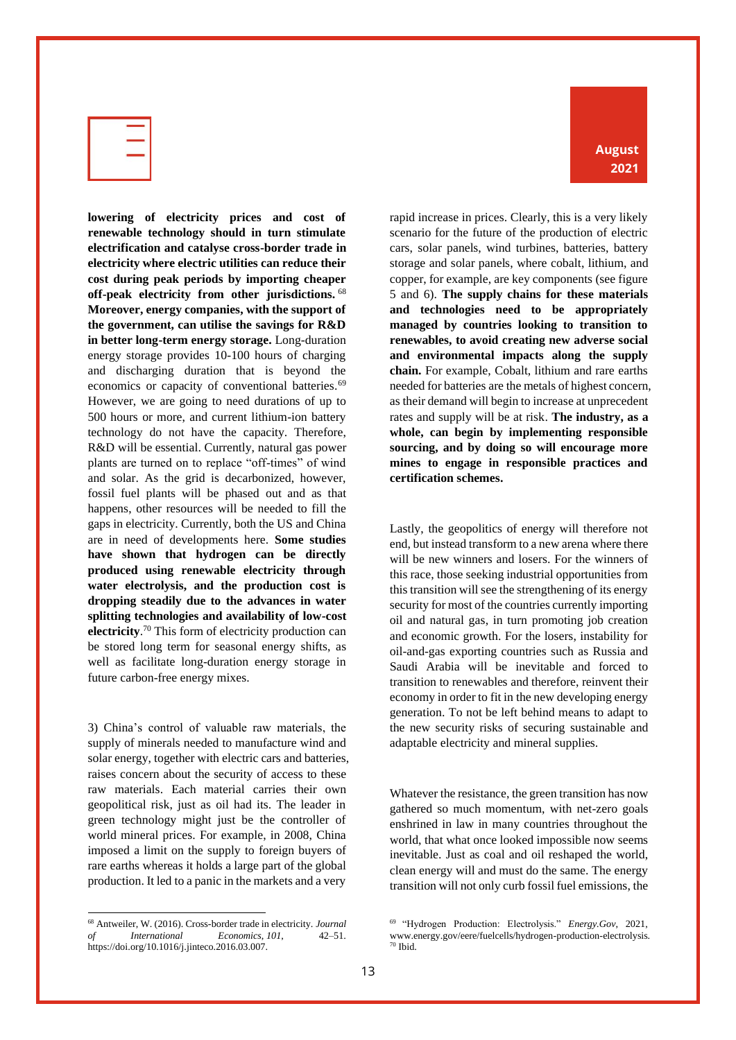**lowering of electricity prices and cost of renewable technology should in turn stimulate electrification and catalyse cross-border trade in electricity where electric utilities can reduce their cost during peak periods by importing cheaper off-peak electricity from other jurisdictions.**[68] **Moreover, energy companies, with the support of the government, can utilise the savings for R&D in better long-term energy storage.** Long-duration energy storage provides 10-100 hours of charging and discharging duration that is beyond the economics or capacity of conventional batteries.[69] However, we are going to need durations of up to 500 hours or more, and current lithium-ion battery technology do not have the capacity. Therefore, R&D will be essential. Currently, natural gas power plants are turned on to replace "off-times" of wind and solar. As the grid is decarbonized, however, fossil fuel plants will be phased out and as that happens, other resources will be needed to fill the gaps in electricity. Currently, both the US and China are in need of developments here. **Some studies have shown that hydrogen can be directly produced using renewable electricity through water electrolysis, and the production cost is dropping steadily due to the advances in water splitting technologies and availability of low-cost electricity**.[70] This form of electricity production can be stored long term for seasonal energy shifts, as well as facilitate long-duration energy storage in future carbon-free energy mixes.

3) China's control of valuable raw materials, the supply of minerals needed to manufacture wind and solar energy, together with electric cars and batteries, raises concern about the security of access to these raw materials. Each material carries their own geopolitical risk, just as oil had its. The leader in green technology might just be the controller of world mineral prices. For example, in 2008, China imposed a limit on the supply to foreign buyers of rare earths whereas it holds a large part of the global production. It led to a panic in the markets and a very rapid increase in prices. Clearly, this is a very likely scenario for the future of the production of electric cars, solar panels, wind turbines, batteries, battery storage and solar panels, where cobalt, lithium, and copper, for example, are key components (see figure 5 and 6). **The supply chains for these materials and technologies need to be appropriately managed by countries looking to transition to renewables, to avoid creating new adverse social and environmental impacts along the supply chain.** For example, Cobalt, lithium and rare earths needed for batteries are the metals of highest concern, as their demand will begin to increase at unprecedent rates and supply will be at risk. **The industry, as a whole, can begin by implementing responsible sourcing, and by doing so will encourage more mines to engage in responsible practices and certification schemes.**

Lastly, the geopolitics of energy will therefore not end, but instead transform to a new arena where there will be new winners and losers. For the winners of this race, those seeking industrial opportunities from this transition will see the strengthening of its energy security for most of the countries currently importing oil and natural gas, in turn promoting job creation and economic growth. For the losers, instability for oil-and-gas exporting countries such as Russia and Saudi Arabia will be inevitable and forced to transition to renewables and therefore, reinvent their economy in order to fit in the new developing energy generation. To not be left behind means to adapt to the new security risks of securing sustainable and adaptable electricity and mineral supplies.

Whatever the resistance, the green transition has now gathered so much momentum, with net-zero goals enshrined in law in many countries throughout the world, that what once looked impossible now seems inevitable. Just as coal and oil reshaped the world, clean energy will and must do the same. The energy transition will not only curb fossil fuel emissions, the

---

[68] Antweiler, W. (2016). Cross-border trade in electricity. *Journal of International Economics*, *101*, 42–51. https://doi.org/10.1016/j.jinteco.2016.03.007.

[69] "Hydrogen Production: Electrolysis." *Energy.Gov*, 2021, www.energy.gov/eere/fuelcells/hydrogen-production-electrolysis.

[70] Ibid.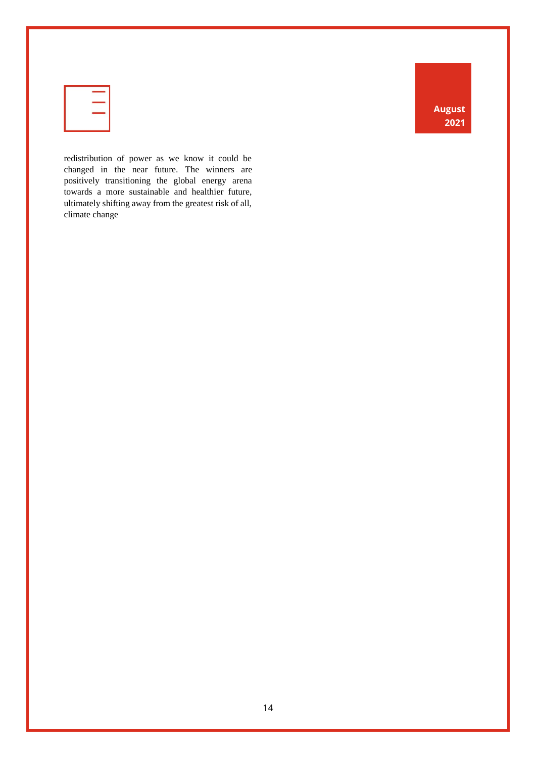redistribution of power as we know it could be changed in the near future. The winners are positively transitioning the global energy arena towards a more sustainable and healthier future, ultimately shifting away from the greatest risk of all, climate change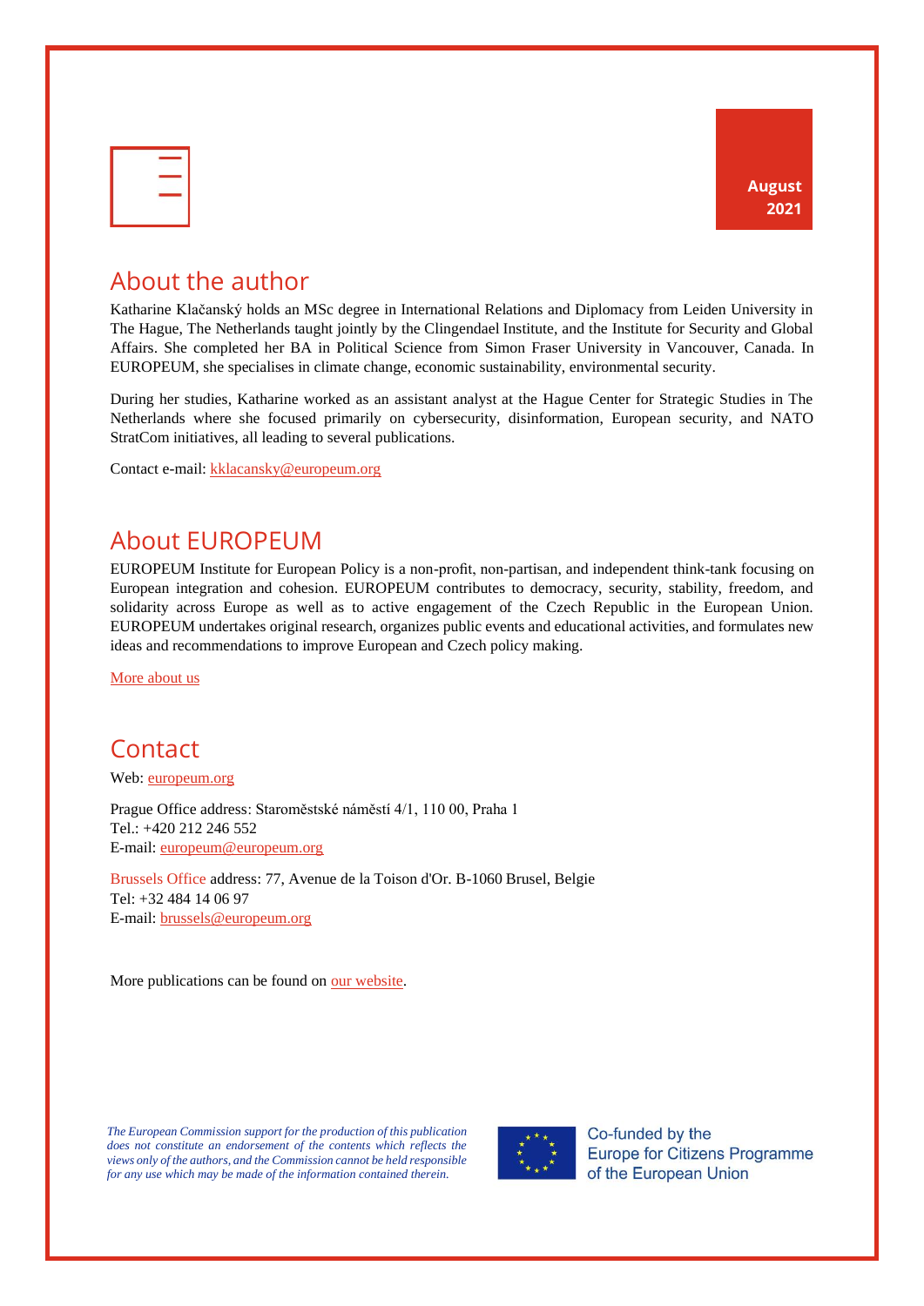August 2021

## About the author

Katharine Klačanský holds an MSc degree in International Relations and Diplomacy from Leiden University in The Hague, The Netherlands taught jointly by the Clingendael Institute, and the Institute for Security and Global Affairs. She completed her BA in Political Science from Simon Fraser University in Vancouver, Canada. In EUROPEUM, she specialises in climate change, economic sustainability, environmental security.

During her studies, Katharine worked as an assistant analyst at the Hague Center for Strategic Studies in The Netherlands where she focused primarily on cybersecurity, disinformation, European security, and NATO StratCom initiatives, all leading to several publications.

Contact e-mail: kklacansky@europeum.org

## About EUROPEUM

EUROPEUM Institute for European Policy is a non-profit, non-partisan, and independent think-tank focusing on European integration and cohesion. EUROPEUM contributes to democracy, security, stability, freedom, and solidarity across Europe as well as to active engagement of the Czech Republic in the European Union. EUROPEUM undertakes original research, organizes public events and educational activities, and formulates new ideas and recommendations to improve European and Czech policy making.

More about us

## Contact

Web: europeum.org

Prague Office address: Staroměstské náměstí 4/1, 110 00, Praha 1
Tel.: +420 212 246 552
E-mail: europeum@europeum.org

Brussels Office address: 77, Avenue de la Toison d'Or. B-1060 Brusel, Belgie
Tel: +32 484 14 06 97
E-mail: brussels@europeum.org

More publications can be found on our website.

*The European Commission support for the production of this publication does not constitute an endorsement of the contents which reflects the views only of the authors, and the Commission cannot be held responsible for any use which may be made of the information contained therein.*

Co-funded by the Europe for Citizens Programme of the European Union